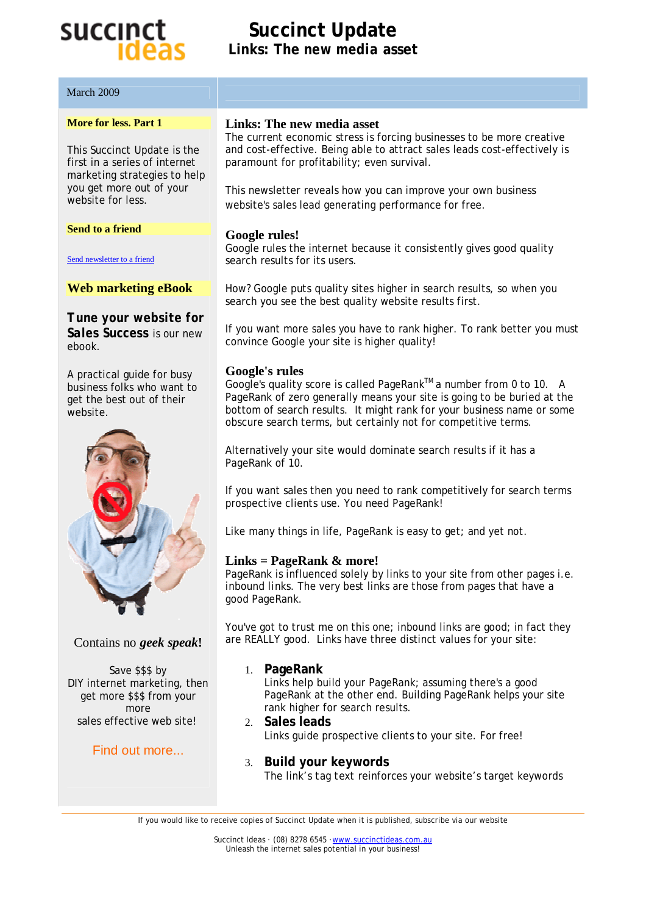# Succinct Update

## Links: The new media asset

March 2009

**More for less. Part 1**

This Succinct Update is the first in a series of internet marketing strategies to help you get more out of your website for less.

**Send to a friend**

Send newsletter to a friend

**Web marketing eBook**

**Tune your website for Sales Success** is our new ebook.

A practical guide for busy business folks who want to get the best out of their website.

Contains no ***geek speak*!**

Save $$$ by DIY internet marketing, then get more $$$ from your more sales effective web site!

Find out more...

## Links: The new media asset

The current economic stress is forcing businesses to be more creative and cost-effective. Being able to attract sales leads cost-effectively is paramount for profitability; even survival.

This newsletter reveals how you can improve your own business website's sales lead generating performance for free.

## Google rules!

Google rules the internet because it consistently gives good quality search results for its users.

How? Google puts quality sites higher in search results, so when you search you see the best quality website results first.

If you want more sales you have to rank higher. To rank better you must convince Google your site is higher quality!

## Google's rules

Google's quality score is called PageRank™ a number from 0 to 10. A PageRank of zero generally means your site is going to be buried at the bottom of search results. It might rank for your business name or some obscure search terms, but certainly not for competitive terms.

Alternatively your site would dominate search results if it has a PageRank of 10.

If you want sales then you need to rank competitively for search terms prospective clients use. You need PageRank!

Like many things in life, PageRank is easy to get; and yet not.

## Links = PageRank & more!

PageRank is influenced solely by links to your site from other pages i.e. inbound links. The very best links are those from pages that have a good PageRank.

You've got to trust me on this one; inbound links are good; in fact they are REALLY good. Links have three distinct values for your site:

1. **PageRank**
   Links help build your PageRank; assuming there's a good PageRank at the other end. Building PageRank helps your site rank higher for search results.
2. **Sales leads**
   Links guide prospective clients to your site. For free!
3. **Build your keywords**
   The link's tag text reinforces your website's target keywords

If you would like to receive copies of Succinct Update when it is published, subscribe via our website

Succinct Ideas · (08) 8278 6545 · www.succinctideas.com.au
Unleash the internet sales potential in your business!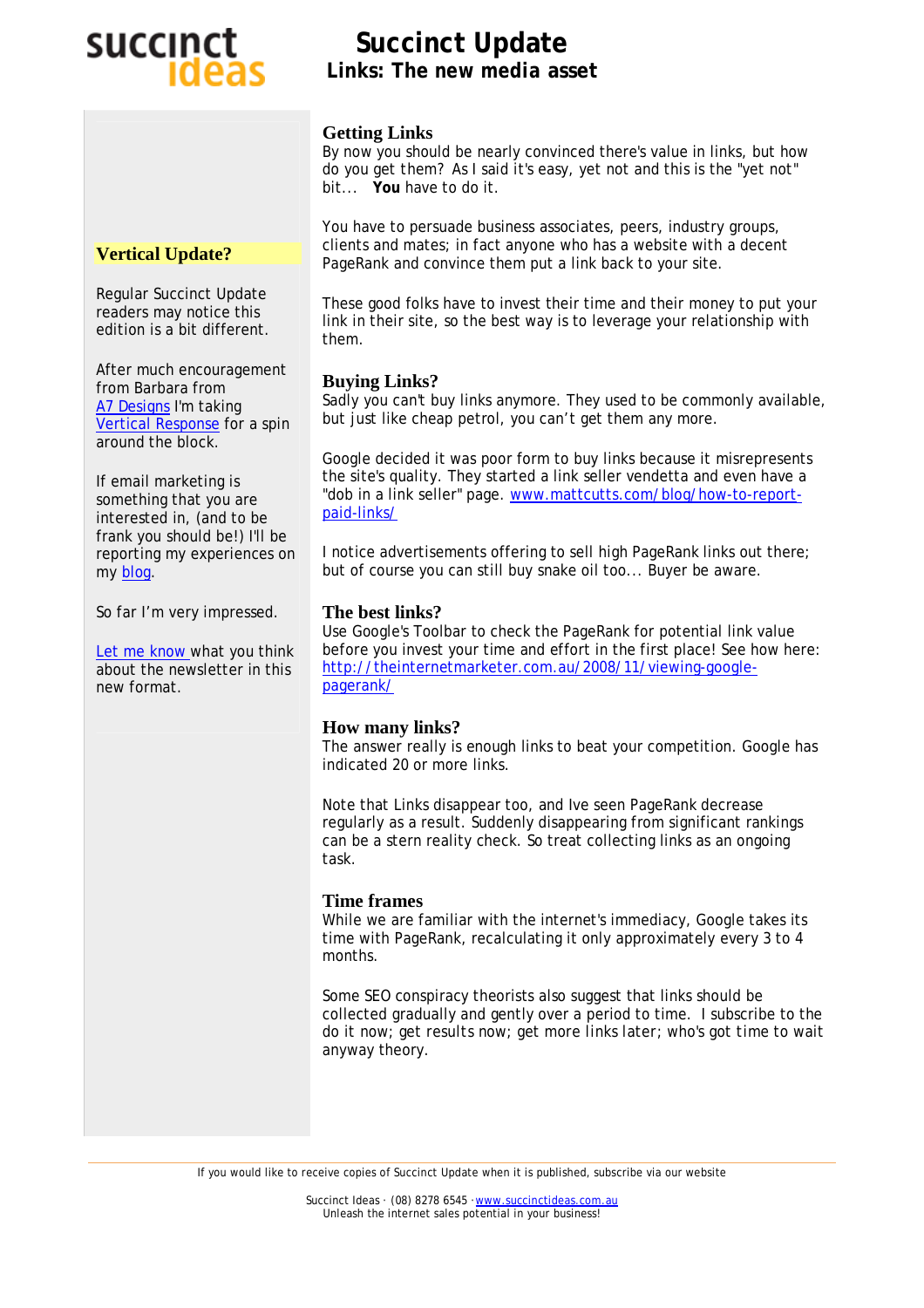# Succinct Update

## Links: The new media asset

### Getting Links

By now you should be nearly convinced there's value in links, but how do you get them? As I said it's easy, yet not and this is the "yet not" bit... **You** have to do it.

You have to persuade business associates, peers, industry groups, clients and mates; in fact anyone who has a website with a decent PageRank and convince them put a link back to your site.

These good folks have to invest their time and their money to put your link in their site, so the best way is to leverage your relationship with them.

### Buying Links?

Sadly you can't buy links anymore. They used to be commonly available, but just like cheap petrol, you can't get them any more.

Google decided it was poor form to buy links because it misrepresents the site's quality. They started a link seller vendetta and even have a "dob in a link seller" page. [www.mattcutts.com/blog/how-to-report-paid-links/](www.mattcutts.com/blog/how-to-report-paid-links/)

I notice advertisements offering to sell high PageRank links out there; but of course you can still buy snake oil too... Buyer be aware.

### The best links?

Use Google's Toolbar to check the PageRank for potential link value before you invest your time and effort in the first place! See how here: [http://theinternetmarketer.com.au/2008/11/viewing-google-pagerank/](http://theinternetmarketer.com.au/2008/11/viewing-google-pagerank/)

### How many links?

The answer really is enough links to beat your competition. Google has indicated 20 or more links.

Note that Links disappear too, and Ive seen PageRank decrease regularly as a result. Suddenly disappearing from significant rankings can be a stern reality check. So treat collecting links as an ongoing task.

### Time frames

While we are familiar with the internet's immediacy, Google takes its time with PageRank, recalculating it only approximately every 3 to 4 months.

Some SEO conspiracy theorists also suggest that links should be collected gradually and gently over a period to time. I subscribe to the do it now; get results now; get more links later; who's got time to wait anyway theory.

### Vertical Update?

Regular Succinct Update readers may notice this edition is a bit different.

After much encouragement from Barbara from A7 Designs I'm taking Vertical Response for a spin around the block.

If email marketing is something that you are interested in, (and to be frank you should be!) I'll be reporting my experiences on my blog.

So far I'm very impressed.

Let me know what you think about the newsletter in this new format.

---

If you would like to receive copies of Succinct Update when it is published, subscribe via our website

Succinct Ideas · (08) 8278 6545 · [www.succinctideas.com.au](www.succinctideas.com.au)
Unleash the internet sales potential in your business!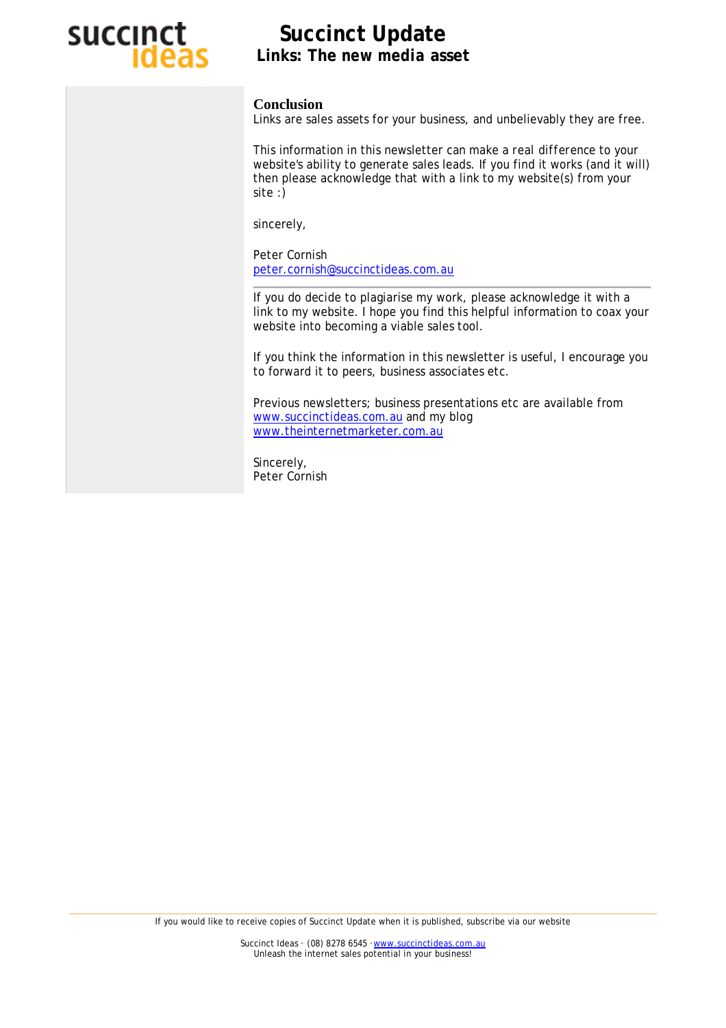## Conclusion

Links are sales assets for your business, and unbelievably they are free.

This information in this newsletter can make a real difference to your website's ability to generate sales leads. If you find it works (and it will) then please acknowledge that with a link to my website(s) from your site :)

sincerely,

Peter Cornish
peter.cornish@succinctideas.com.au

---

If you do decide to plagiarise my work, please acknowledge it with a link to my website. I hope you find this helpful information to coax your website into becoming a viable sales tool.

If you think the information in this newsletter is useful, I encourage you to forward it to peers, business associates etc.

Previous newsletters; business presentations etc are available from www.succinctideas.com.au and my blog www.theinternetmarketer.com.au

Sincerely,
Peter Cornish

---

If you would like to receive copies of Succinct Update when it is published, subscribe via our website

Succinct Ideas · (08) 8278 6545 · www.succinctideas.com.au
Unleash the internet sales potential in your business!